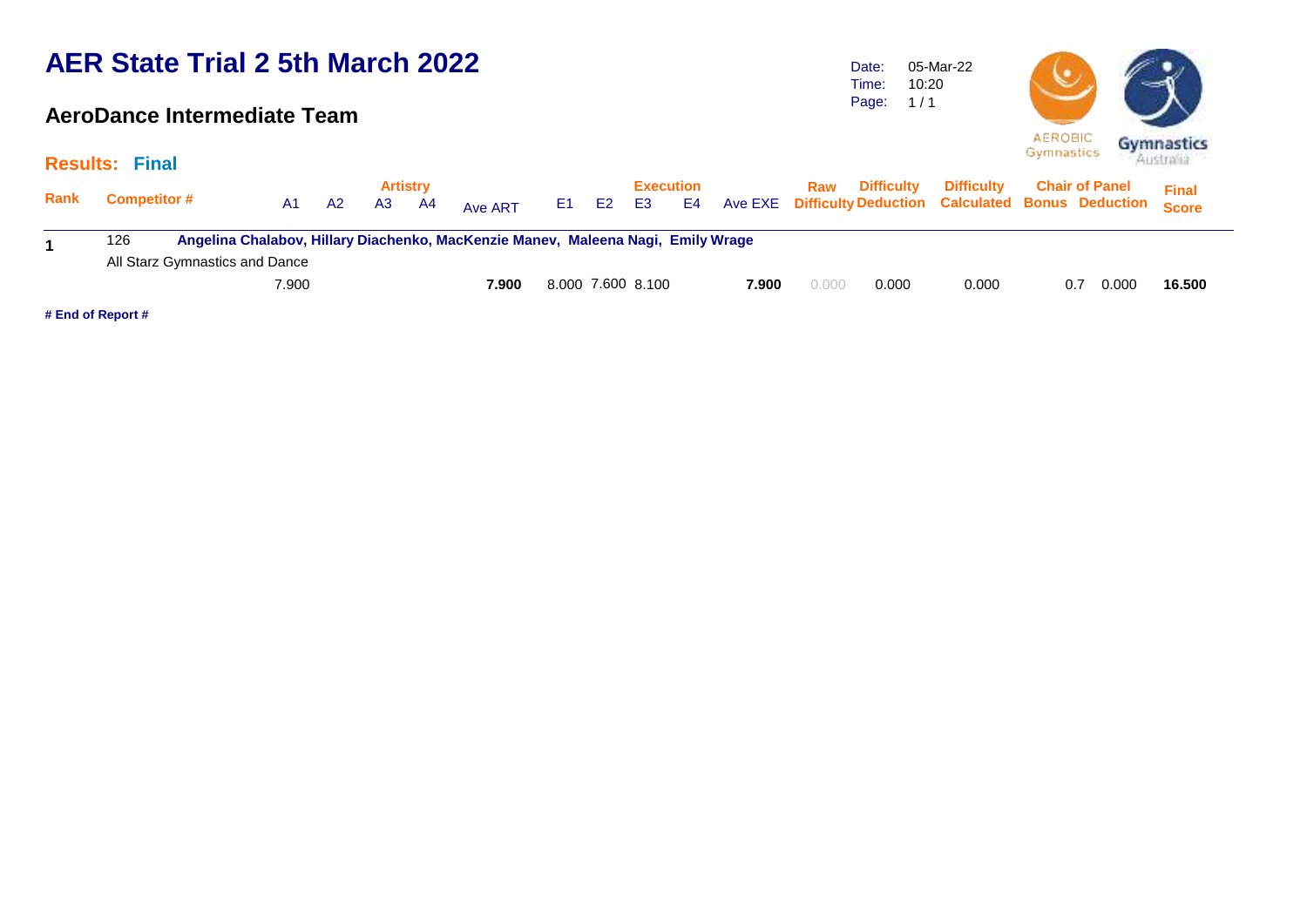# AER State Trial 2 5th March 2022

## AeroDance Intermediate Team

Date: 05-Mar-22
Time: 10:20

AEROBIC Gymnastics
Gymnastics Australia

**Results: Final**

| Rank | Competitor # | Artistry A1 | A2 | A3 | A4 | Ave ART | E1 | E2 | Execution E3 | E4 | Ave EXE | Raw Difficulty | Difficulty Deduction | Difficulty Calculated | Chair of Panel Bonus | Chair of Panel Deduction | Final Score |
|---|---|---|---|---|---|---|---|---|---|---|---|---|---|---|---|---|---|
| **1** | 126 **Angelina Chalabov, Hillary Diachenko, MacKenzie Manev, Maleena Nagi, Emily Wrage** All Starz Gymnastics and Dance | 7.900 | | | | **7.900** | 8.000 | 7.600 | 8.100 | | **7.900** | 0.000 | 0.000 | 0.000 | 0.7 | 0.000 | **16.500** |

**# End of Report #**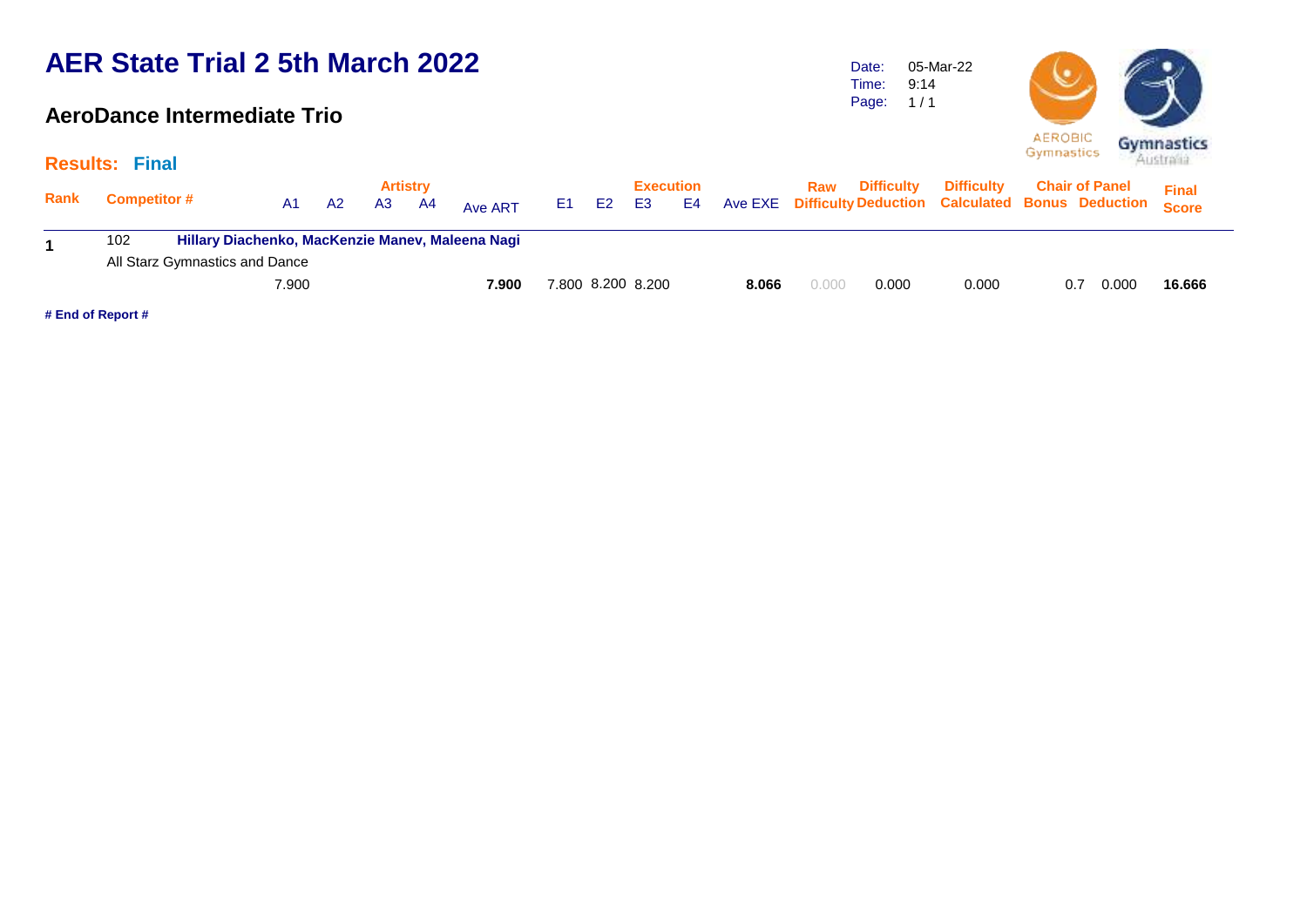# AER State Trial 2 5th March 2022

## AeroDance Intermediate Trio

Date: 05-Mar-22
Time: 9:14

**Results: Final**

| Rank | Competitor # | | A1 | A2 | A3 | A4 | Ave ART | E1 | E2 | E3 | E4 | Ave EXE | Raw Difficulty | Difficulty Deduction | Difficulty Calculated | Chair of Panel Bonus | Chair of Panel Deduction | Final Score |
|---|---|---|---|---|---|---|---|---|---|---|---|---|---|---|---|---|---|---|
| **1** | 102 | **Hillary Diachenko, MacKenzie Manev, Maleena Nagi** | | | | | | | | | | | | | | | | |
| | All Starz Gymnastics and Dance | | | | | | | | | | | | | | | | | |
| | | | 7.900 | | | | **7.900** | 7.800 | 8.200 | 8.200 | | **8.066** | 0.000 | 0.000 | 0.000 | 0.7 | 0.000 | **16.666** |

**# End of Report #**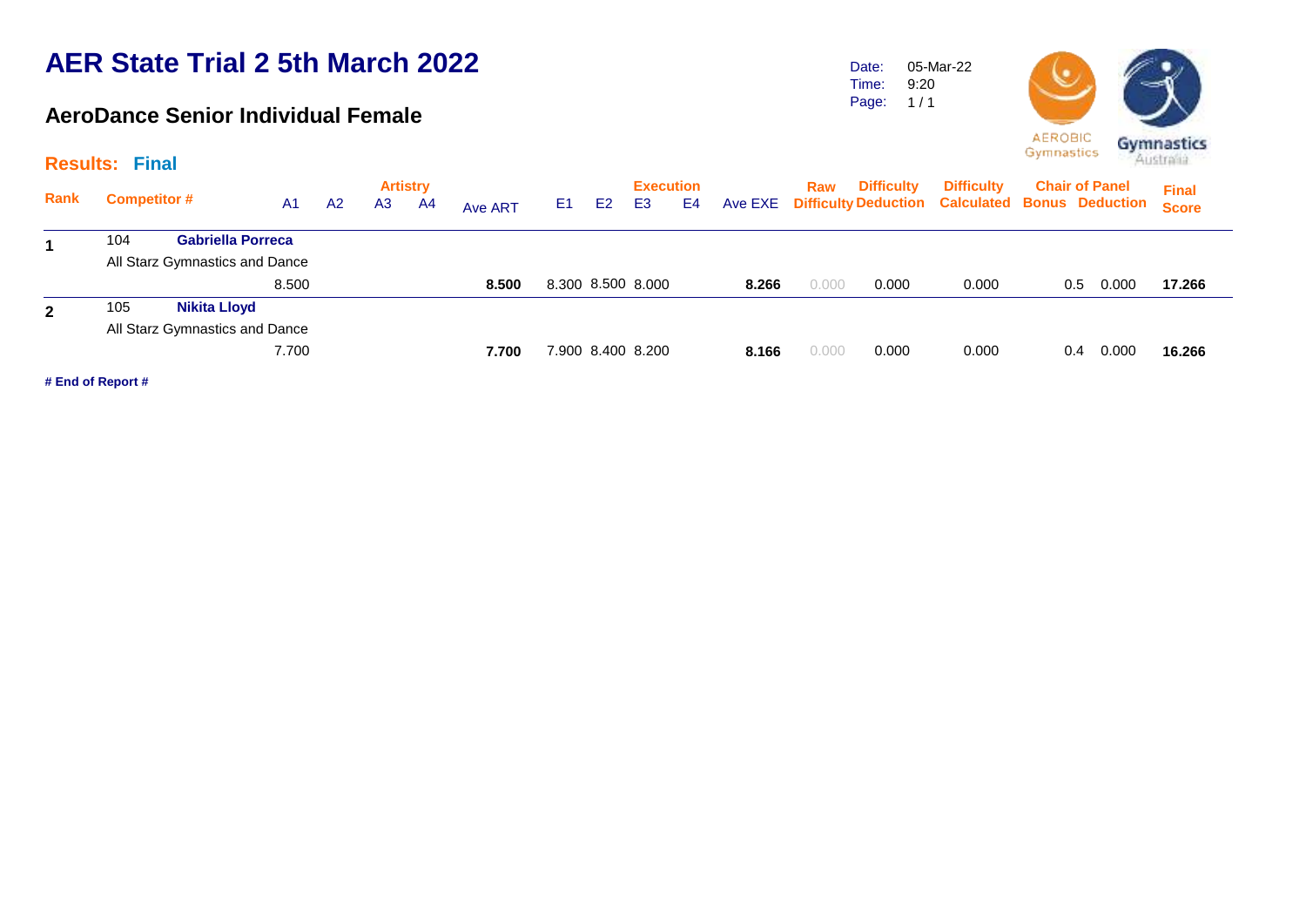# AER State Trial 2 5th March 2022

## AeroDance Senior Individual Female

Date: 05-Mar-22
Time: 9:20

**Results: Final**

| Rank | Competitor # | | A1 | A2 | A3 | A4 | Ave ART | E1 | E2 | E3 | E4 | Ave EXE | Raw Difficulty | Difficulty Deduction | Difficulty Calculated | Chair of Panel Bonus | Chair of Panel Deduction | Final Score |
|---|---|---|---|---|---|---|---|---|---|---|---|---|---|---|---|---|---|---|
| 1 | 104 | **Gabriella Porreca** | | | | | | | | | | | | | | | | |
| | All Starz Gymnastics and Dance | | | | | | | | | | | | | | | | | |
| | | | 8.500 | | | | **8.500** | 8.300 | 8.500 | 8.000 | | **8.266** | 0.000 | 0.000 | 0.000 | 0.5 | 0.000 | **17.266** |
| 2 | 105 | **Nikita Lloyd** | | | | | | | | | | | | | | | | |
| | All Starz Gymnastics and Dance | | | | | | | | | | | | | | | | | |
| | | | 7.700 | | | | **7.700** | 7.900 | 8.400 | 8.200 | | **8.166** | 0.000 | 0.000 | 0.000 | 0.4 | 0.000 | **16.266** |

**# End of Report #**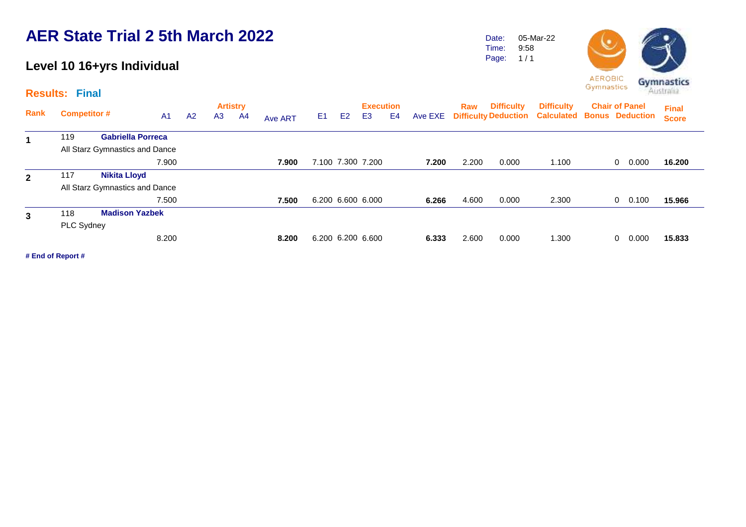# AER State Trial 2 5th March 2022

Date: 05-Mar-22
Time: 9:58

## Level 10 16+yrs Individual

**Results: Final**

| Rank | Competitor # | | A1 | A2 | A3 | A4 | Ave ART | E1 | E2 | E3 | E4 | Ave EXE | Raw Difficulty | Difficulty Deduction | Difficulty Calculated | Chair of Panel Bonus | Chair of Panel Deduction | Final Score |
|---|---|---|---|---|---|---|---|---|---|---|---|---|---|---|---|---|---|---|
| **1** | 119 | **Gabriella Porreca** | | | | | | | | | | | | | | | | |
| | All Starz Gymnastics and Dance | | | | | | | | | | | | | | | | | |
| | | | 7.900 | | | | **7.900** | 7.100 | 7.300 | 7.200 | | **7.200** | 2.200 | 0.000 | 1.100 | 0 | 0.000 | **16.200** |
| **2** | 117 | **Nikita Lloyd** | | | | | | | | | | | | | | | | |
| | All Starz Gymnastics and Dance | | | | | | | | | | | | | | | | | |
| | | | 7.500 | | | | **7.500** | 6.200 | 6.600 | 6.000 | | **6.266** | 4.600 | 0.000 | 2.300 | 0 | 0.100 | **15.966** |
| **3** | 118 | **Madison Yazbek** | | | | | | | | | | | | | | | | |
| | PLC Sydney | | | | | | | | | | | | | | | | | |
| | | | 8.200 | | | | **8.200** | 6.200 | 6.200 | 6.600 | | **6.333** | 2.600 | 0.000 | 1.300 | 0 | 0.000 | **15.833** |

**# End of Report #**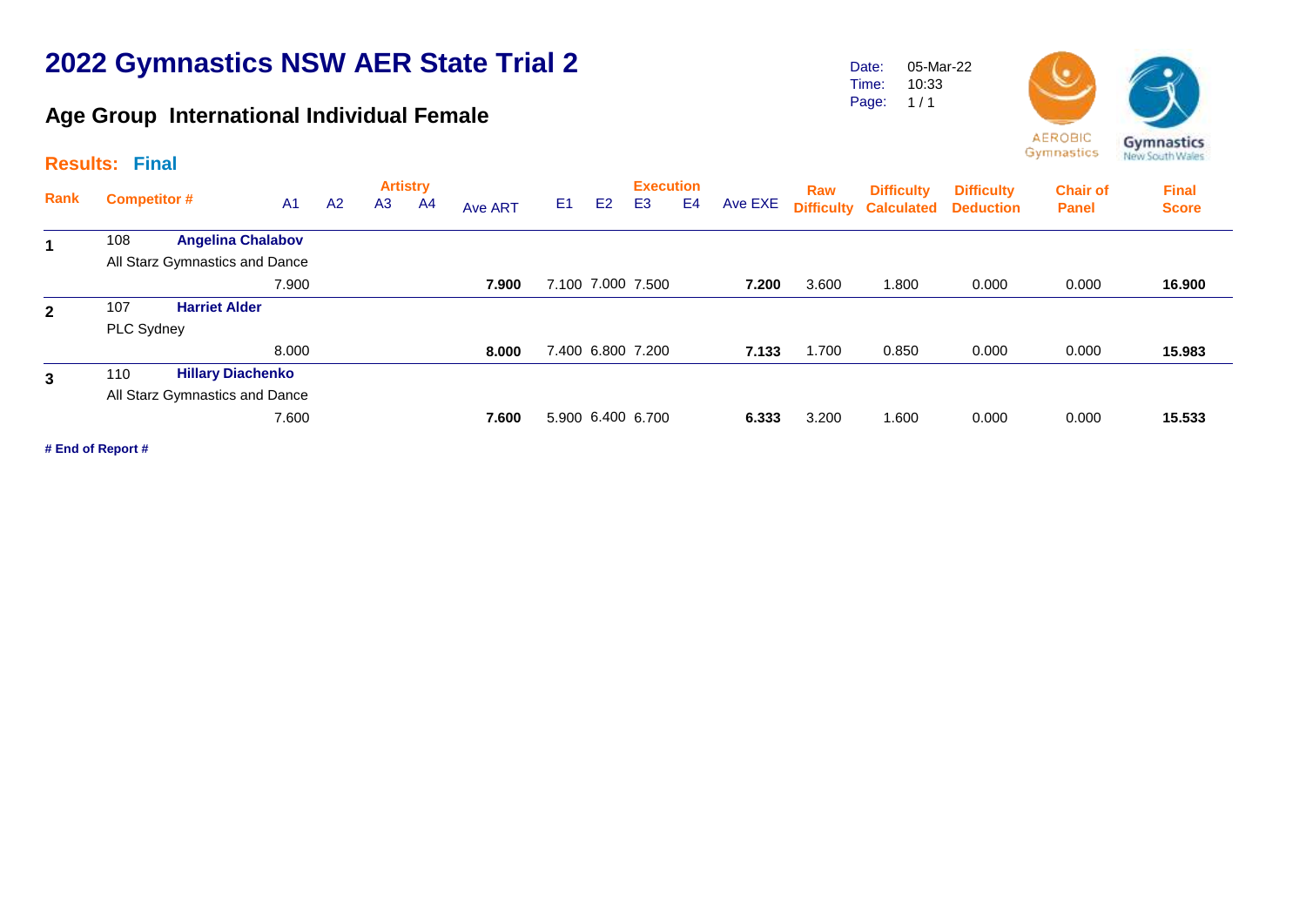# 2022 Gymnastics NSW AER State Trial 2

## Age Group International Individual Female

Date: 05-Mar-22
Time: 10:33

### Results: Final

| Rank | Competitor # | | A1 | A2 | A3 | A4 | Ave ART | E1 | E2 | E3 | E4 | Ave EXE | Raw Difficulty | Difficulty Calculated | Difficulty Deduction | Chair of Panel | Final Score |
|---|---|---|---|---|---|---|---|---|---|---|---|---|---|---|---|---|---|
| | | | Artistry | | | | | Execution | | | | | | | | | |
| 1 | 108 | Angelina Chalabov | | | | | | | | | | | | | | | |
| | All Starz Gymnastics and Dance | | | | | | | | | | | | | | | | |
| | | | 7.900 | | | | **7.900** | 7.100 | 7.000 | 7.500 | | **7.200** | 3.600 | 1.800 | 0.000 | 0.000 | **16.900** |
| 2 | 107 | Harriet Alder | | | | | | | | | | | | | | | |
| | PLC Sydney | | | | | | | | | | | | | | | | |
| | | | 8.000 | | | | **8.000** | 7.400 | 6.800 | 7.200 | | **7.133** | 1.700 | 0.850 | 0.000 | 0.000 | **15.983** |
| 3 | 110 | Hillary Diachenko | | | | | | | | | | | | | | | |
| | All Starz Gymnastics and Dance | | | | | | | | | | | | | | | | |
| | | | 7.600 | | | | **7.600** | 5.900 | 6.400 | 6.700 | | **6.333** | 3.200 | 1.600 | 0.000 | 0.000 | **15.533** |

**# End of Report #**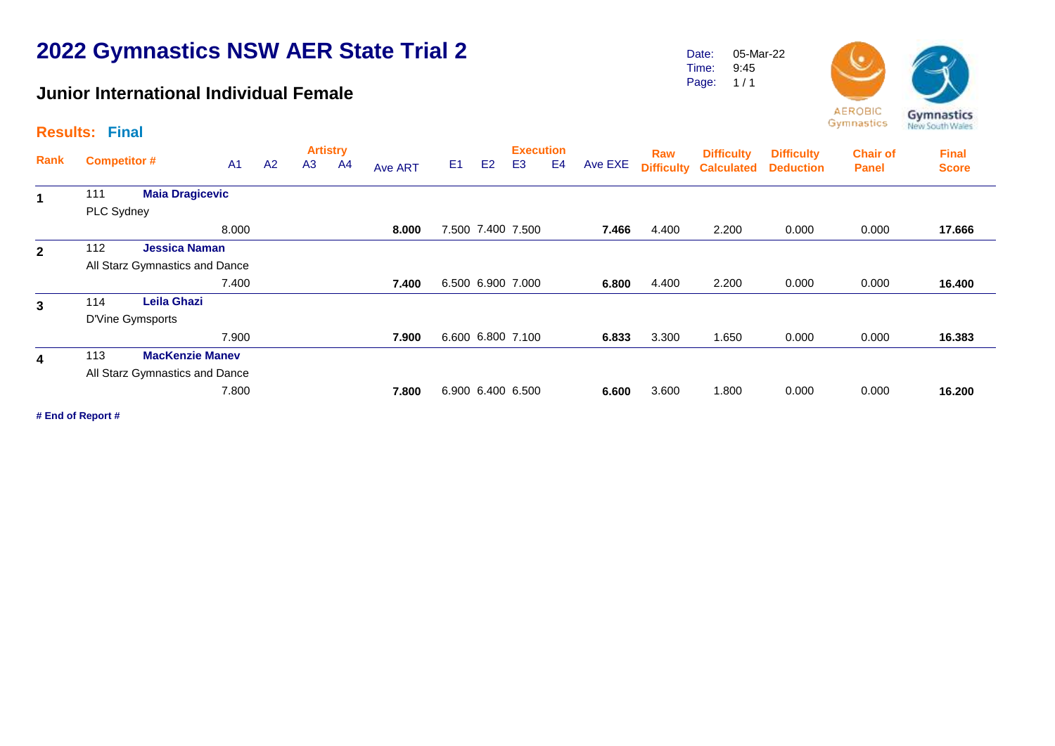# 2022 Gymnastics NSW AER State Trial 2

## Junior International Individual Female

Date: 05-Mar-22
Time: 9:45

**Results: Final**

| Rank | Competitor # | | A1 | A2 | A3 | A4 | Ave ART | E1 | E2 | E3 | E4 | Ave EXE | Raw Difficulty | Difficulty Calculated | Difficulty Deduction | Chair of Panel | Final Score |
|---|---|---|---|---|---|---|---|---|---|---|---|---|---|---|---|---|---|
| | | | Artistry | | | | | Execution | | | | | | | | | |
| **1** | 111 | **Maia Dragicevic** | | | | | | | | | | | | | | | |
| | PLC Sydney | | | | | | | | | | | | | | | | |
| | | | 8.000 | | | | **8.000** | 7.500 | 7.400 | 7.500 | | **7.466** | 4.400 | 2.200 | 0.000 | 0.000 | **17.666** |
| **2** | 112 | **Jessica Naman** | | | | | | | | | | | | | | | |
| | All Starz Gymnastics and Dance | | | | | | | | | | | | | | | | |
| | | | 7.400 | | | | **7.400** | 6.500 | 6.900 | 7.000 | | **6.800** | 4.400 | 2.200 | 0.000 | 0.000 | **16.400** |
| **3** | 114 | **Leila Ghazi** | | | | | | | | | | | | | | | |
| | D'Vine Gymsports | | | | | | | | | | | | | | | | |
| | | | 7.900 | | | | **7.900** | 6.600 | 6.800 | 7.100 | | **6.833** | 3.300 | 1.650 | 0.000 | 0.000 | **16.383** |
| **4** | 113 | **MacKenzie Manev** | | | | | | | | | | | | | | | |
| | All Starz Gymnastics and Dance | | | | | | | | | | | | | | | | |
| | | | 7.800 | | | | **7.800** | 6.900 | 6.400 | 6.500 | | **6.600** | 3.600 | 1.800 | 0.000 | 0.000 | **16.200** |

**# End of Report #**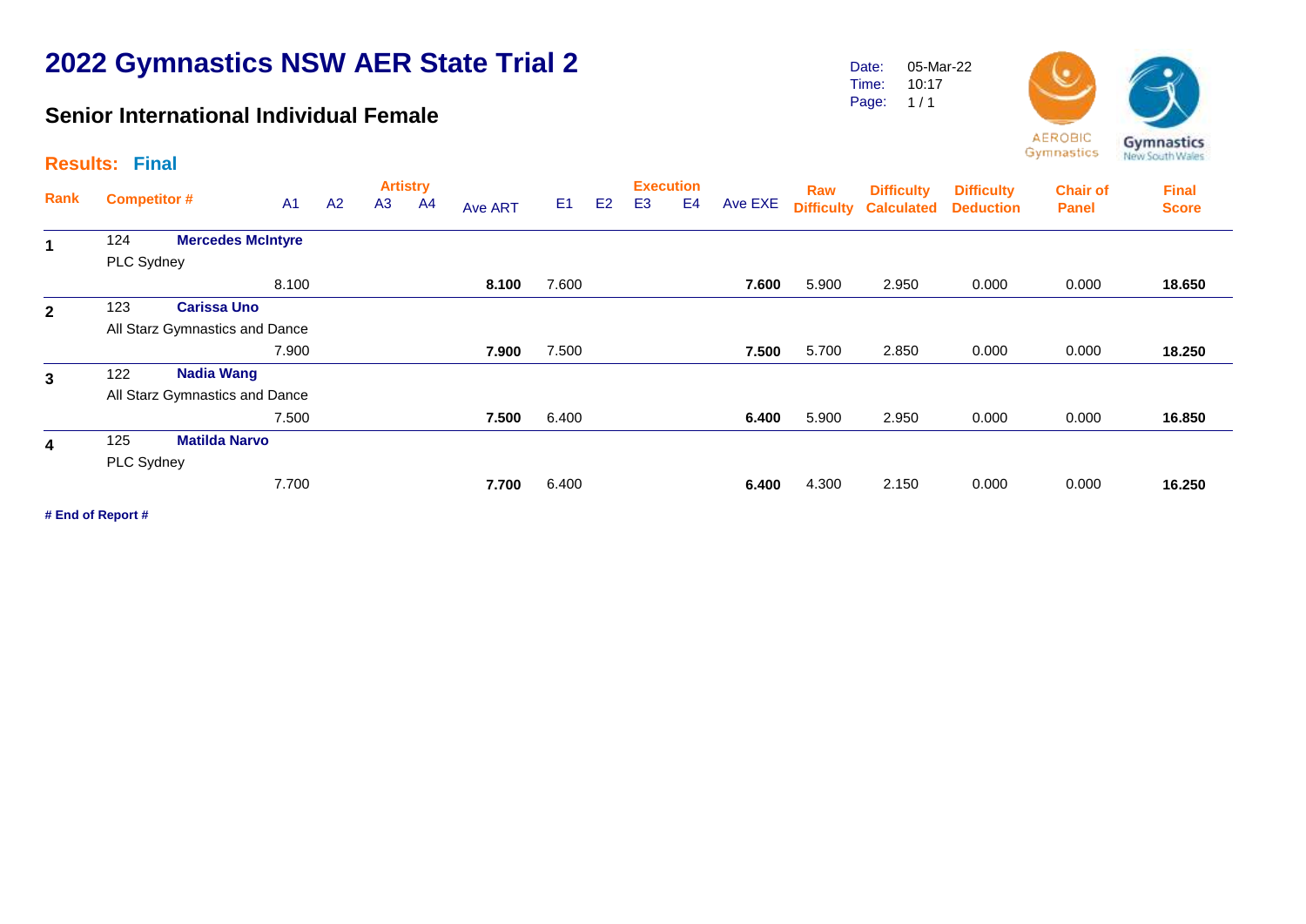# 2022 Gymnastics NSW AER State Trial 2

## Senior International Individual Female

Date: 05-Mar-22
Time: 10:17
Page: 1 / 1

AEROBIC Gymnastics
Gymnastics New South Wales

### Results: Final

| Rank | Competitor # | | A1 | A2 | A3 | A4 | Ave ART | E1 | E2 | E3 | E4 | Ave EXE | Raw Difficulty | Difficulty Calculated | Difficulty Deduction | Chair of Panel | Final Score |
|---|---|---|---|---|---|---|---|---|---|---|---|---|---|---|---|---|---|
| 1 | 124 | **Mercedes McIntyre** | | | | | | | | | | | | | | | |
| | PLC Sydney | | | | | | | | | | | | | | | | |
| | | | 8.100 | | | | **8.100** | 7.600 | | | | **7.600** | 5.900 | 2.950 | 0.000 | 0.000 | **18.650** |
| 2 | 123 | **Carissa Uno** | | | | | | | | | | | | | | | |
| | All Starz Gymnastics and Dance | | | | | | | | | | | | | | | | |
| | | | 7.900 | | | | **7.900** | 7.500 | | | | **7.500** | 5.700 | 2.850 | 0.000 | 0.000 | **18.250** |
| 3 | 122 | **Nadia Wang** | | | | | | | | | | | | | | | |
| | All Starz Gymnastics and Dance | | | | | | | | | | | | | | | | |
| | | | 7.500 | | | | **7.500** | 6.400 | | | | **6.400** | 5.900 | 2.950 | 0.000 | 0.000 | **16.850** |
| 4 | 125 | **Matilda Narvo** | | | | | | | | | | | | | | | |
| | PLC Sydney | | | | | | | | | | | | | | | | |
| | | | 7.700 | | | | **7.700** | 6.400 | | | | **6.400** | 4.300 | 2.150 | 0.000 | 0.000 | **16.250** |

**# End of Report #**